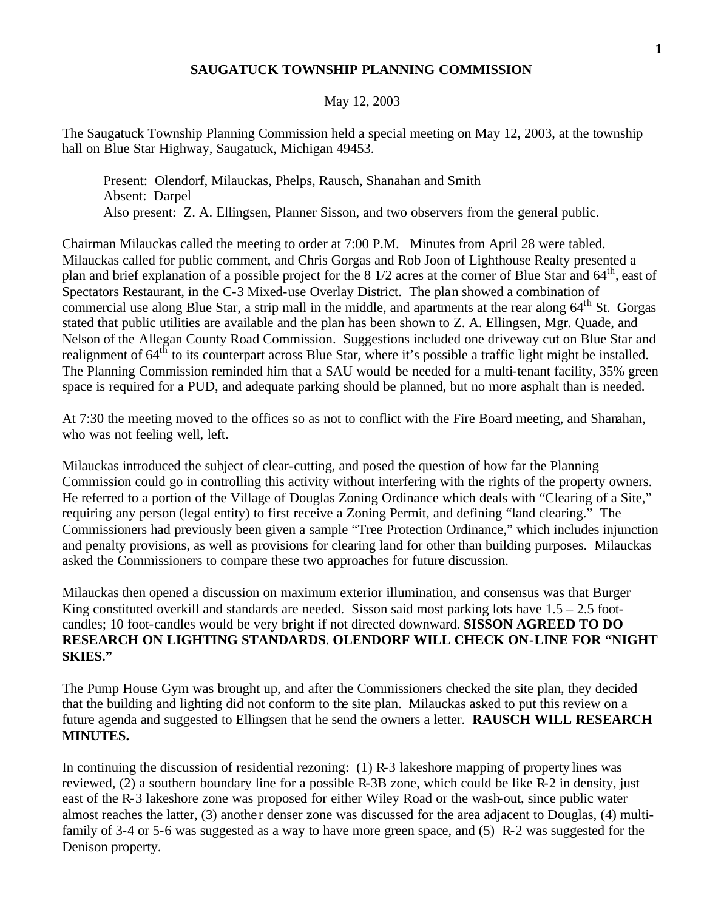# SAUGATUCK TOWNSHIP PLANNING COMMISSION

May 12, 2003

The Saugatuck Township Planning Commission held a special meeting on May 12, 2003, at the township hall on Blue Star Highway, Saugatuck, Michigan 49453.

Present: Olendorf, Milauckas, Phelps, Rausch, Shanahan and Smith
Absent: Darpel
Also present: Z. A. Ellingsen, Planner Sisson, and two observers from the general public.

Chairman Milauckas called the meeting to order at 7:00 P.M. Minutes from April 28 were tabled. Milauckas called for public comment, and Chris Gorgas and Rob Joon of Lighthouse Realty presented a plan and brief explanation of a possible project for the 8 1/2 acres at the corner of Blue Star and 64th, east of Spectators Restaurant, in the C-3 Mixed-use Overlay District. The plan showed a combination of commercial use along Blue Star, a strip mall in the middle, and apartments at the rear along 64th St. Gorgas stated that public utilities are available and the plan has been shown to Z. A. Ellingsen, Mgr. Quade, and Nelson of the Allegan County Road Commission. Suggestions included one driveway cut on Blue Star and realignment of 64th to its counterpart across Blue Star, where it's possible a traffic light might be installed. The Planning Commission reminded him that a SAU would be needed for a multi-tenant facility, 35% green space is required for a PUD, and adequate parking should be planned, but no more asphalt than is needed.

At 7:30 the meeting moved to the offices so as not to conflict with the Fire Board meeting, and Shanahan, who was not feeling well, left.

Milauckas introduced the subject of clear-cutting, and posed the question of how far the Planning Commission could go in controlling this activity without interfering with the rights of the property owners. He referred to a portion of the Village of Douglas Zoning Ordinance which deals with "Clearing of a Site," requiring any person (legal entity) to first receive a Zoning Permit, and defining "land clearing." The Commissioners had previously been given a sample "Tree Protection Ordinance," which includes injunction and penalty provisions, as well as provisions for clearing land for other than building purposes. Milauckas asked the Commissioners to compare these two approaches for future discussion.

Milauckas then opened a discussion on maximum exterior illumination, and consensus was that Burger King constituted overkill and standards are needed. Sisson said most parking lots have 1.5 – 2.5 foot-candles; 10 foot-candles would be very bright if not directed downward. **SISSON AGREED TO DO RESEARCH ON LIGHTING STANDARDS**. **OLENDORF WILL CHECK ON-LINE FOR "NIGHT SKIES."**

The Pump House Gym was brought up, and after the Commissioners checked the site plan, they decided that the building and lighting did not conform to the site plan. Milauckas asked to put this review on a future agenda and suggested to Ellingsen that he send the owners a letter. **RAUSCH WILL RESEARCH MINUTES.**

In continuing the discussion of residential rezoning: (1) R-3 lakeshore mapping of property lines was reviewed, (2) a southern boundary line for a possible R-3B zone, which could be like R-2 in density, just east of the R-3 lakeshore zone was proposed for either Wiley Road or the wash-out, since public water almost reaches the latter, (3) another denser zone was discussed for the area adjacent to Douglas, (4) multi-family of 3-4 or 5-6 was suggested as a way to have more green space, and (5) R-2 was suggested for the Denison property.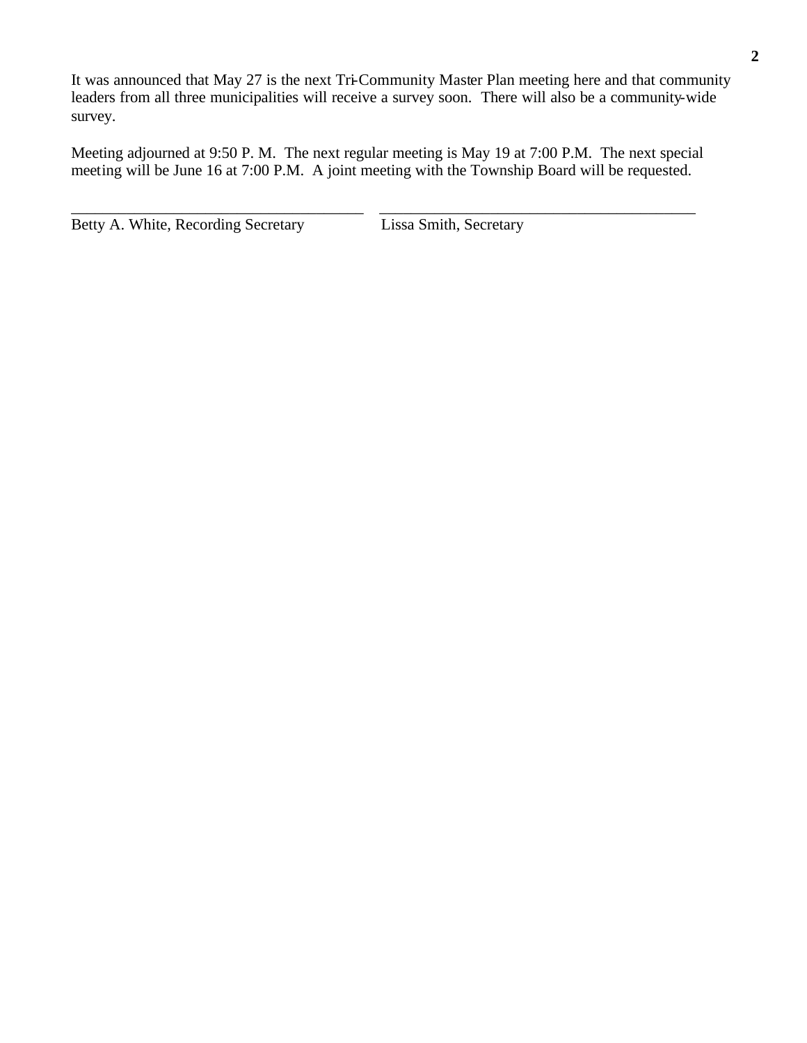It was announced that May 27 is the next Tri-Community Master Plan meeting here and that community leaders from all three municipalities will receive a survey soon. There will also be a community-wide survey.

Meeting adjourned at 9:50 P. M. The next regular meeting is May 19 at 7:00 P.M. The next special meeting will be June 16 at 7:00 P.M. A joint meeting with the Township Board will be requested.

| | |
|---|---|
| ____________________________________ | ________________________________________ |
| Betty A. White, Recording Secretary | Lissa Smith, Secretary |